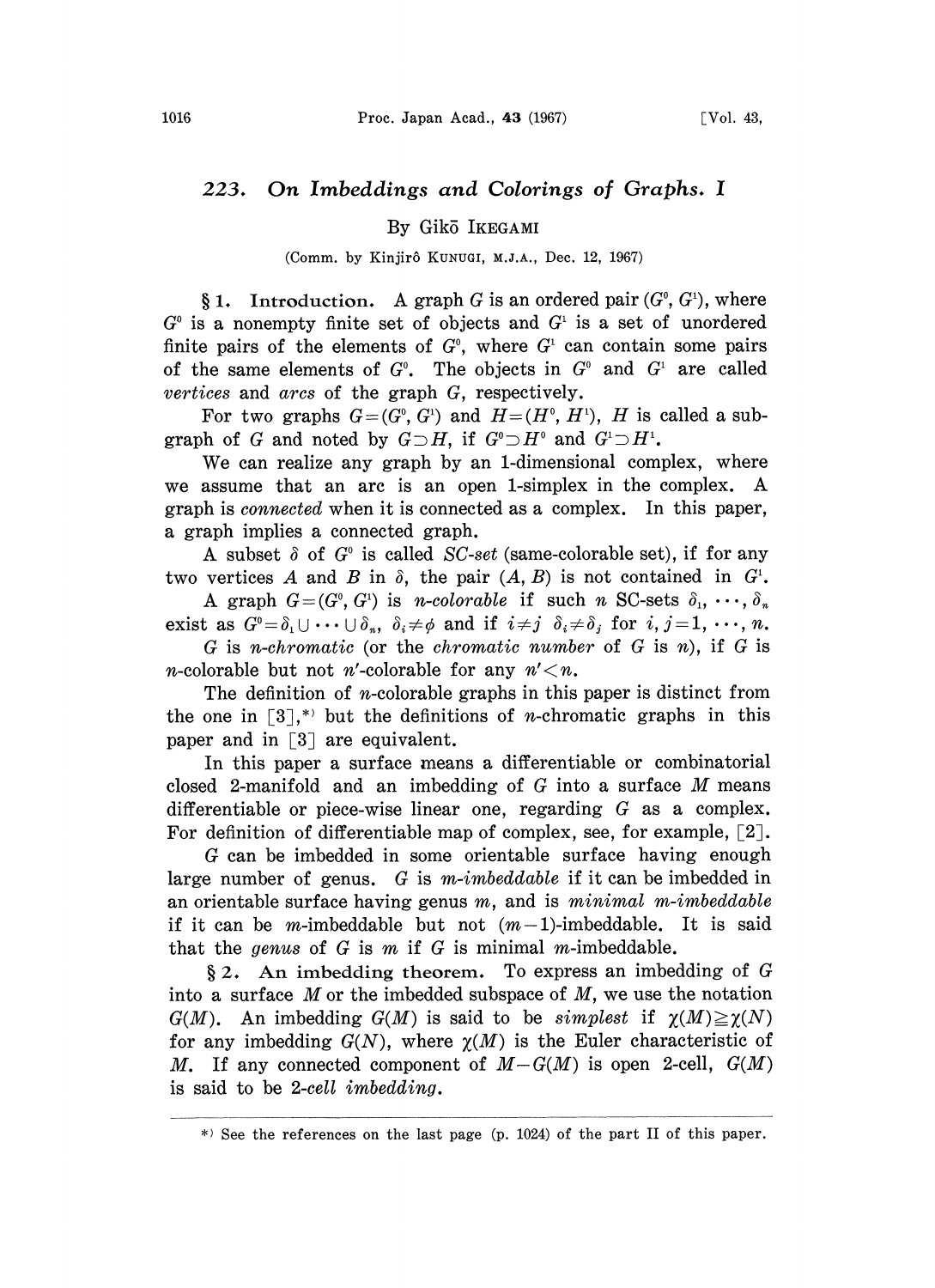# 223. On Imbeddings and Colorings of Graphs. I

By Gikō IKEGAMI

(Comm. by Kinjirô KUNUGI, M.J.A., Dec. 12, 1967)

## § 1. Introduction.

A graph $G$ is an ordered pair $(G^0, G^1)$, where $G^0$ is a nonempty finite set of objects and $G^1$ is a set of unordered finite pairs of the elements of $G^0$, where $G^1$ can contain some pairs of the same elements of $G^0$. The objects in $G^0$ and $G^1$ are called *vertices* and *arcs* of the graph $G$, respectively.

For two graphs $G=(G^0, G^1)$ and $H=(H^0, H^1)$, $H$ is called a subgraph of $G$ and noted by $G \supset H$, if $G^0 \supset H^0$ and $G^1 \supset H^1$.

We can realize any graph by an 1-dimensional complex, where we assume that an arc is an open 1-simplex in the complex. A graph is *connected* when it is connected as a complex. In this paper, a graph implies a connected graph.

A subset $\delta$ of $G^0$ is called *SC-set* (same-colorable set), if for any two vertices $A$ and $B$ in $\delta$, the pair $(A, B)$ is not contained in $G^1$.

A graph $G=(G^0, G^1)$ is *n-colorable* if such $n$ SC-sets $\delta_1, \cdots, \delta_n$ exist as $G^0=\delta_1 \cup \cdots \cup \delta_n$, $\delta_i \neq \phi$ and if $i \neq j$ $\delta_i \neq \delta_j$ for $i, j=1, \cdots, n$.

$G$ is *n-chromatic* (or the *chromatic number* of $G$ is $n$), if $G$ is $n$-colorable but not $n'$-colorable for any $n' < n$.

The definition of $n$-colorable graphs in this paper is distinct from the one in [3],[*] but the definitions of $n$-chromatic graphs in this paper and in [3] are equivalent.

In this paper a surface means a differentiable or combinatorial closed 2-manifold and an imbedding of $G$ into a surface $M$ means differentiable or piece-wise linear one, regarding $G$ as a complex. For definition of differentiable map of complex, see, for example, [2].

$G$ can be imbedded in some orientable surface having enough large number of genus. $G$ is *m-imbeddable* if it can be imbedded in an orientable surface having genus $m$, and is *minimal m-imbeddable* if it can be $m$-imbeddable but not $(m-1)$-imbeddable. It is said that the *genus* of $G$ is $m$ if $G$ is minimal $m$-imbeddable.

## § 2. An imbedding theorem.

To express an imbedding of $G$ into a surface $M$ or the imbedded subspace of $M$, we use the notation $G(M)$. An imbedding $G(M)$ is said to be *simplest* if $\chi(M) \geqq \chi(N)$ for any imbedding $G(N)$, where $\chi(M)$ is the Euler characteristic of $M$. If any connected component of $M-G(M)$ is open 2-cell, $G(M)$ is said to be *2-cell imbedding*.

---

[*] See the references on the last page (p. 1024) of the part II of this paper.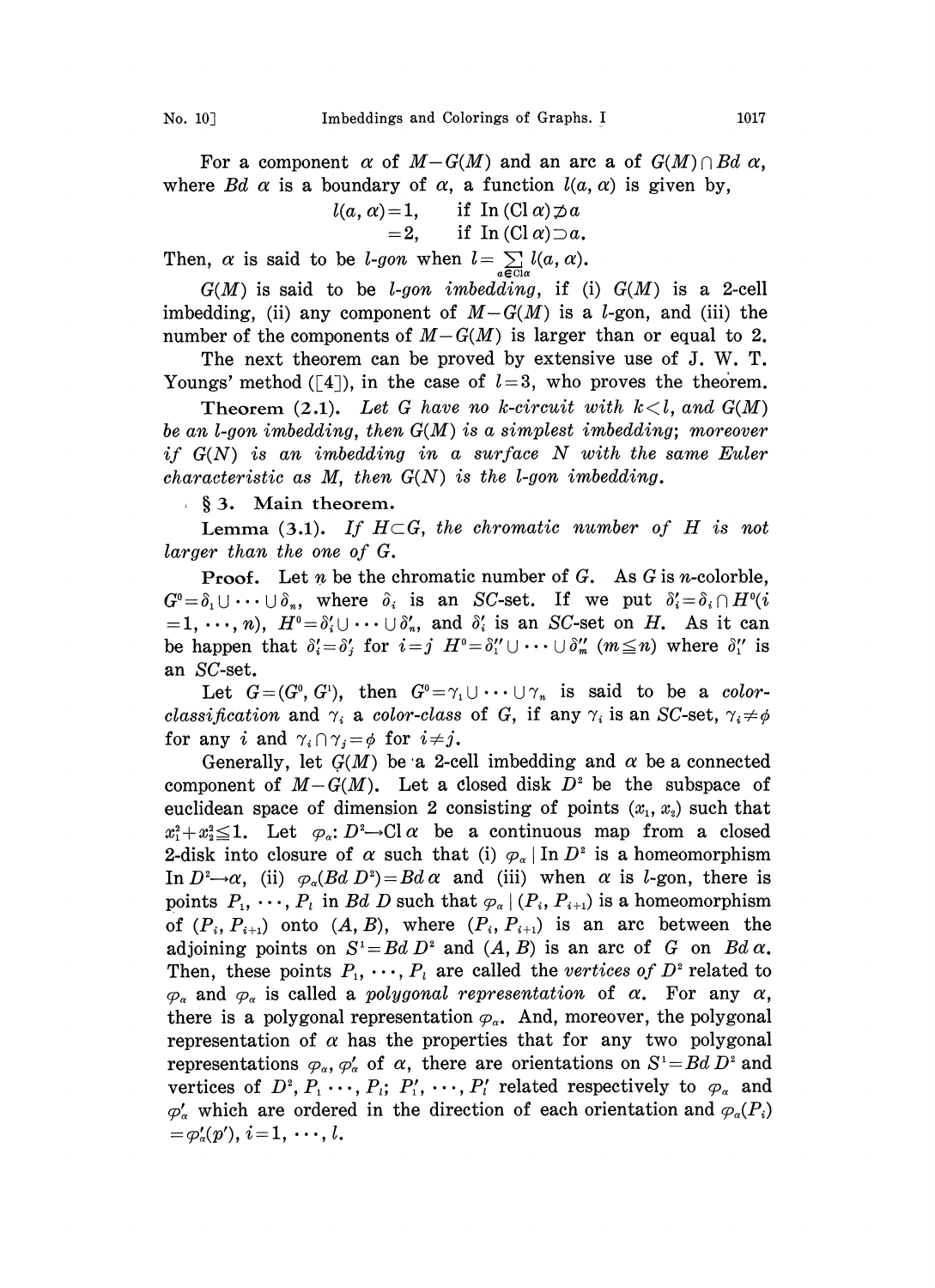For a component $\alpha$ of $M-G(M)$ and an arc a of $G(M)\cap Bd\ \alpha$, where $Bd\ \alpha$ is a boundary of $\alpha$, a function $l(a, \alpha)$ is given by,

$$
\begin{aligned}
l(a, \alpha) &= 1, \quad \text{if } \mathrm{In}\,(\mathrm{Cl}\,\alpha) \not\supset a \\
&= 2, \quad \text{if } \mathrm{In}\,(\mathrm{Cl}\,\alpha) \supset a.
\end{aligned}
$$

Then, $\alpha$ is said to be *l-gon* when $l = \sum_{a \in \mathrm{Cl}\alpha} l(a, \alpha)$.

$G(M)$ is said to be *l-gon imbedding*, if (i) $G(M)$ is a 2-cell imbedding, (ii) any component of $M-G(M)$ is a $l$-gon, and (iii) the number of the components of $M-G(M)$ is larger than or equal to 2.

The next theorem can be proved by extensive use of J. W. T. Youngs' method ([4]), in the case of $l=3$, who proves the theorem.

**Theorem (2.1).** *Let $G$ have no k-circuit with $k<l$, and $G(M)$ be an l-gon imbedding, then $G(M)$ is a simplest imbedding; moreover if $G(N)$ is an imbedding in a surface $N$ with the same Euler characteristic as $M$, then $G(N)$ is the l-gon imbedding.*

## § 3. Main theorem.

**Lemma (3.1).** *If $H \subset G$, the chromatic number of $H$ is not larger than the one of $G$.*

**Proof.** Let $n$ be the chromatic number of $G$. As $G$ is $n$-colorble, $G^0 = \delta_1 \cup \cdots \cup \delta_n$, where $\delta_i$ is an $SC$-set. If we put $\delta'_i = \delta_i \cap H^0 (i = 1, \cdots, n)$, $H^0 = \delta'_1 \cup \cdots \cup \delta'_n$, and $\delta'_i$ is an $SC$-set on $H$. As it can be happen that $\delta'_i = \delta'_j$ for $i=j$ $H^0 = \delta''_1 \cup \cdots \cup \delta''_m$ $(m \leqq n)$ where $\delta''_1$ is an $SC$-set.

Let $G=(G^0, G^1)$, then $G^0 = \gamma_1 \cup \cdots \cup \gamma_n$ is said to be a *color-classification* and $\gamma_i$ a *color-class* of $G$, if any $\gamma_i$ is an $SC$-set, $\gamma_i \neq \phi$ for any $i$ and $\gamma_i \cap \gamma_j = \phi$ for $i \neq j$.

Generally, let $G(M)$ be a 2-cell imbedding and $\alpha$ be a connected component of $M-G(M)$. Let a closed disk $D^2$ be the subspace of euclidean space of dimension 2 consisting of points $(x_1, x_2)$ such that $x_1^2 + x_2^2 \leqq 1$. Let $\varphi_\alpha: D^2 \to \mathrm{Cl}\,\alpha$ be a continuous map from a closed 2-disk into closure of $\alpha$ such that (i) $\varphi_\alpha \mid \mathrm{In}\, D^2$ is a homeomorphism $\mathrm{In}\, D^2 \to \alpha$, (ii) $\varphi_\alpha(Bd\, D^2) = Bd\, \alpha$ and (iii) when $\alpha$ is $l$-gon, there is points $P_1, \cdots, P_l$ in $Bd\, D$ such that $\varphi_\alpha \mid (P_i, P_{i+1})$ is a homeomorphism of $(P_i, P_{i+1})$ onto $(A, B)$, where $(P_i, P_{i+1})$ is an arc between the adjoining points on $S^1 = Bd\, D^2$ and $(A, B)$ is an arc of $G$ on $Bd\, \alpha$. Then, these points $P_1, \cdots, P_l$ are called the *vertices of $D^2$* related to $\varphi_\alpha$ and $\varphi_\alpha$ is called a *polygonal representation* of $\alpha$. For any $\alpha$, there is a polygonal representation $\varphi_\alpha$. And, moreover, the polygonal representation of $\alpha$ has the properties that for any two polygonal representations $\varphi_\alpha, \varphi'_\alpha$ of $\alpha$, there are orientations on $S^1 = Bd\, D^2$ and vertices of $D^2$, $P_1 \cdots, P_l$; $P'_1, \cdots, P'_l$ related respectively to $\varphi_\alpha$ and $\varphi'_\alpha$ which are ordered in the direction of each orientation and $\varphi_\alpha(P_i) = \varphi'_\alpha(p')$, $i = 1, \cdots, l$.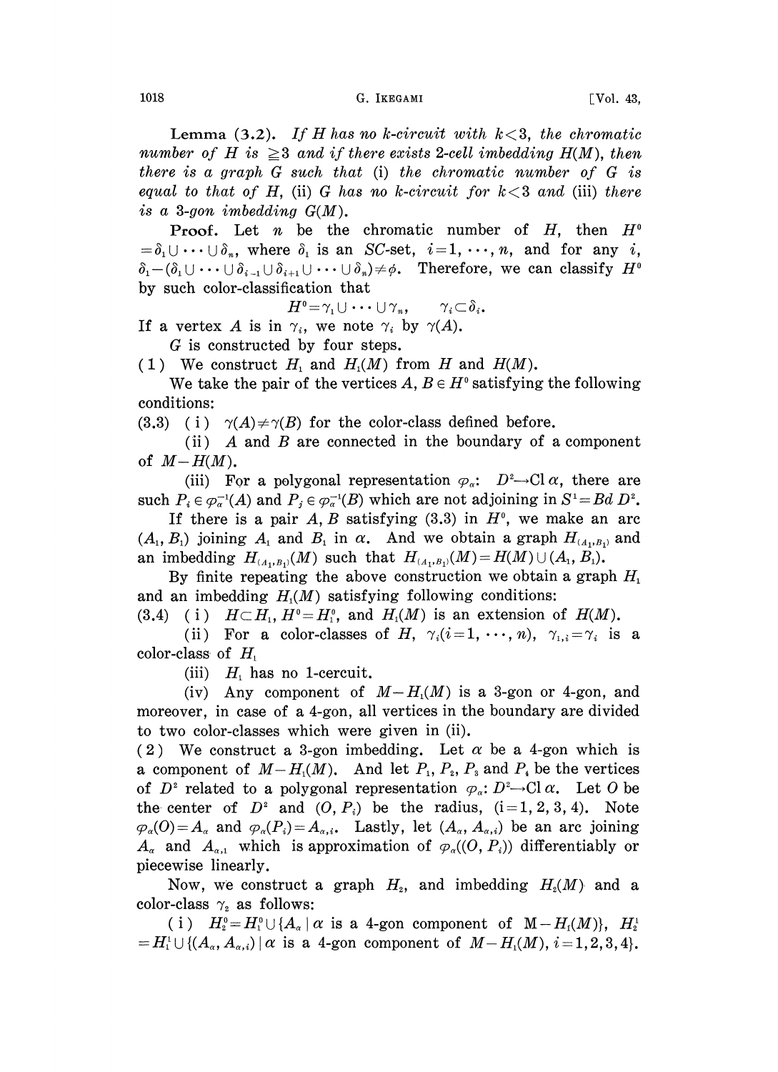**Lemma (3.2).** *If $H$ has no $k$-circuit with $k<3$, the chromatic number of $H$ is $\geqq 3$ and if there exists 2-cell imbedding $H(M)$, then there is a graph $G$ such that* (i) *the chromatic number of $G$ is equal to that of $H$,* (ii) *$G$ has no $k$-circuit for $k<3$ and* (iii) *there is a 3-gon imbedding $G(M)$.*

**Proof.** Let $n$ be the chromatic number of $H$, then $H^0 = \delta_1 \cup \cdots \cup \delta_n$, where $\delta_1$ is an $SC$-set, $i=1, \cdots, n$, and for any $i$, $\delta_1 - (\delta_1 \cup \cdots \cup \delta_{i-1} \cup \delta_{i+1} \cup \cdots \cup \delta_n) \neq \phi$. Therefore, we can classify $H^0$ by such color-classification that

$$H^0 = \gamma_1 \cup \cdots \cup \gamma_n, \qquad \gamma_i \subset \delta_i.$$

If a vertex $A$ is in $\gamma_i$, we note $\gamma_i$ by $\gamma(A)$.

$G$ is constructed by four steps.

(1) We construct $H_1$ and $H_1(M)$ from $H$ and $H(M)$.

We take the pair of the vertices $A, B \in H^0$ satisfying the following conditions:

(3.3) (i) $\gamma(A) \neq \gamma(B)$ for the color-class defined before.

(ii) $A$ and $B$ are connected in the boundary of a component of $M - H(M)$.

(iii) For a polygonal representation $\varphi_\alpha$: $D^2 \to \text{Cl}\,\alpha$, there are such $P_i \in \varphi_\alpha^{-1}(A)$ and $P_j \in \varphi_\alpha^{-1}(B)$ which are not adjoining in $S^1 = Bd\, D^2$.

If there is a pair $A, B$ satisfying (3.3) in $H^0$, we make an arc $(A_1, B_1)$ joining $A_1$ and $B_1$ in $\alpha$. And we obtain a graph $H_{(A_1, B_1)}$ and an imbedding $H_{(A_1, B_1)}(M)$ such that $H_{(A_1, B_1)}(M) = H(M) \cup (A_1, B_1)$.

By finite repeating the above construction we obtain a graph $H_1$ and an imbedding $H_1(M)$ satisfying following conditions:

(3.4) (i) $H \subset H_1$, $H^0 = H_1^0$, and $H_1(M)$ is an extension of $H(M)$.

(ii) For a color-classes of $H$, $\gamma_i (i=1, \cdots, n)$, $\gamma_{1,i} = \gamma_i$ is a color-class of $H_1$

(iii) $H_1$ has no 1-cercuit.

(iv) Any component of $M - H_1(M)$ is a 3-gon or 4-gon, and moreover, in case of a 4-gon, all vertices in the boundary are divided to two color-classes which were given in (ii).

(2) We construct a 3-gon imbedding. Let $\alpha$ be a 4-gon which is a component of $M - H_1(M)$. And let $P_1$, $P_2$, $P_3$ and $P_4$ be the vertices of $D^2$ related to a polygonal representation $\varphi_\alpha$: $D^2 \to \text{Cl}\,\alpha$. Let $O$ be the center of $D^2$ and $(O, P_i)$ be the radius, $(i=1, 2, 3, 4)$. Note $\varphi_\alpha(O) = A_\alpha$ and $\varphi_\alpha(P_i) = A_{\alpha,i}$. Lastly, let $(A_\alpha, A_{\alpha,i})$ be an arc joining $A_\alpha$ and $A_{\alpha,1}$ which is approximation of $\varphi_\alpha((O, P_i))$ differentiably or piecewise linearly.

Now, we construct a graph $H_2$, and imbedding $H_2(M)$ and a color-class $\gamma_2$ as follows:

(i) $H_2^0 = H_1^0 \cup \{A_\alpha \mid \alpha$ is a 4-gon component of $M - H_1(M)\}$, $H_2^1 = H_1^1 \cup \{(A_\alpha, A_{\alpha,i}) \mid \alpha$ is a 4-gon component of $M - H_1(M), i=1,2,3,4\}$.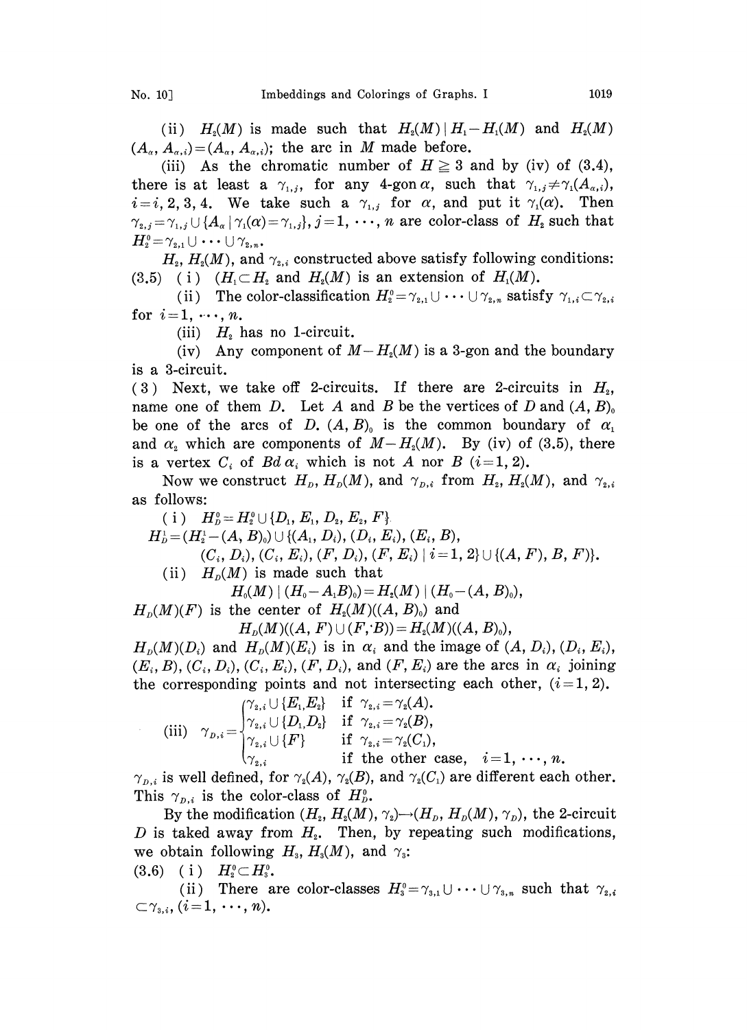(ii) $H_2(M)$ is made such that $H_2(M) \mid H_1 - H_1(M)$ and $H_2(M)(A_\alpha, A_{\alpha,i}) = (A_\alpha, A_{\alpha,i})$; the arc in $M$ made before.

(iii) As the chromatic number of $H \geqq 3$ and by (iv) of (3.4), there is at least a $\gamma_{1,j}$, for any 4-gon $\alpha$, such that $\gamma_{1,j} \neq \gamma_1(A_{\alpha,i})$, $i = i, 2, 3, 4$. We take such a $\gamma_{1,j}$ for $\alpha$, and put it $\gamma_1(\alpha)$. Then $\gamma_{2,j} = \gamma_{1,j} \cup \{A_\alpha \mid \gamma_1(\alpha) = \gamma_{1,j}\}$, $j = 1, \cdots, n$ are color-class of $H_2$ such that $H_2^0 = \gamma_{2,1} \cup \cdots \cup \gamma_{2,n}$.

$H_2$, $H_2(M)$, and $\gamma_{2,i}$ constructed above satisfy following conditions:

(3.5) (i) $(H_1 \subset H_2$ and $H_2(M)$ is an extension of $H_1(M)$.

(ii) The color-classification $H_2^0 = \gamma_{2,1} \cup \cdots \cup \gamma_{2,n}$ satisfy $\gamma_{1,i} \subset \gamma_{2,i}$ for $i = 1, \cdots, n$.

(iii) $H_2$ has no 1-circuit.

(iv) Any component of $M - H_2(M)$ is a 3-gon and the boundary is a 3-circuit.

(3) Next, we take off 2-circuits. If there are 2-circuits in $H_2$, name one of them $D$. Let $A$ and $B$ be the vertices of $D$ and $(A, B)_0$ be one of the arcs of $D$. $(A, B)_0$ is the common boundary of $\alpha_1$ and $\alpha_2$ which are components of $M - H_2(M)$. By (iv) of (3.5), there is a vertex $C_i$ of $Bd\,\alpha_i$ which is not $A$ nor $B$ $(i = 1, 2)$.

Now we construct $H_D$, $H_D(M)$, and $\gamma_{D,i}$ from $H_2$, $H_2(M)$, and $\gamma_{2,i}$ as follows:

(i) $H_D^0 = H_2^0 \cup \{D_1, E_1, D_2, E_2, F\}$

$H_D^1 = (H_2^1 - (A, B)_0) \cup \{(A_1, D_i), (D_i, E_i), (E_i, B),$
$(C_i, D_i), (C_i, E_i), (F, D_i), (F, E_i) \mid i = 1, 2\} \cup \{(A, F), B, F)\}$.

(ii) $H_D(M)$ is made such that

$$H_0(M) \mid (H_0 - A_1 B)_0) = H_2(M) \mid (H_0 - (A, B)_0),$$

$H_D(M)(F)$ is the center of $H_2(M)((A, B)_0)$ and

$$H_D(M)((A, F) \cup (F, B)) = H_2(M)((A, B)_0),$$

$H_D(M)(D_i)$ and $H_D(M)(E_i)$ is in $\alpha_i$ and the image of $(A, D_i)$, $(D_i, E_i)$, $(E_i, B)$, $(C_i, D_i)$, $(C_i, E_i)$, $(F, D_i)$, and $(F, E_i)$ are the arcs in $\alpha_i$ joining the corresponding points and not intersecting each other, $(i = 1, 2)$.

(iii) $$\gamma_{D,i} = \begin{cases} \gamma_{2,i} \cup \{E_1, E_2\} & \text{if } \gamma_{2,i} = \gamma_2(A). \\ \gamma_{2,i} \cup \{D_1, D_2\} & \text{if } \gamma_{2,i} = \gamma_2(B), \\ \gamma_{2,i} \cup \{F\} & \text{if } \gamma_{2,i} = \gamma_2(C_1), \\ \gamma_{2,i} & \text{if the other case,} \quad i = 1, \cdots, n. \end{cases}$$

$\gamma_{D,i}$ is well defined, for $\gamma_2(A)$, $\gamma_2(B)$, and $\gamma_2(C_1)$ are different each other. This $\gamma_{D,i}$ is the color-class of $H_D^0$.

By the modification $(H_2, H_2(M), \gamma_2) \rightarrow (H_D, H_D(M), \gamma_D)$, the 2-circuit $D$ is taked away from $H_2$. Then, by repeating such modifications, we obtain following $H_3$, $H_3(M)$, and $\gamma_3$:

(3.6) (i) $H_2^0 \subset H_3^0$.

(ii) There are color-classes $H_3^0 = \gamma_{3,1} \cup \cdots \cup \gamma_{3,n}$ such that $\gamma_{2,i} \subset \gamma_{3,i}$, $(i = 1, \cdots, n)$.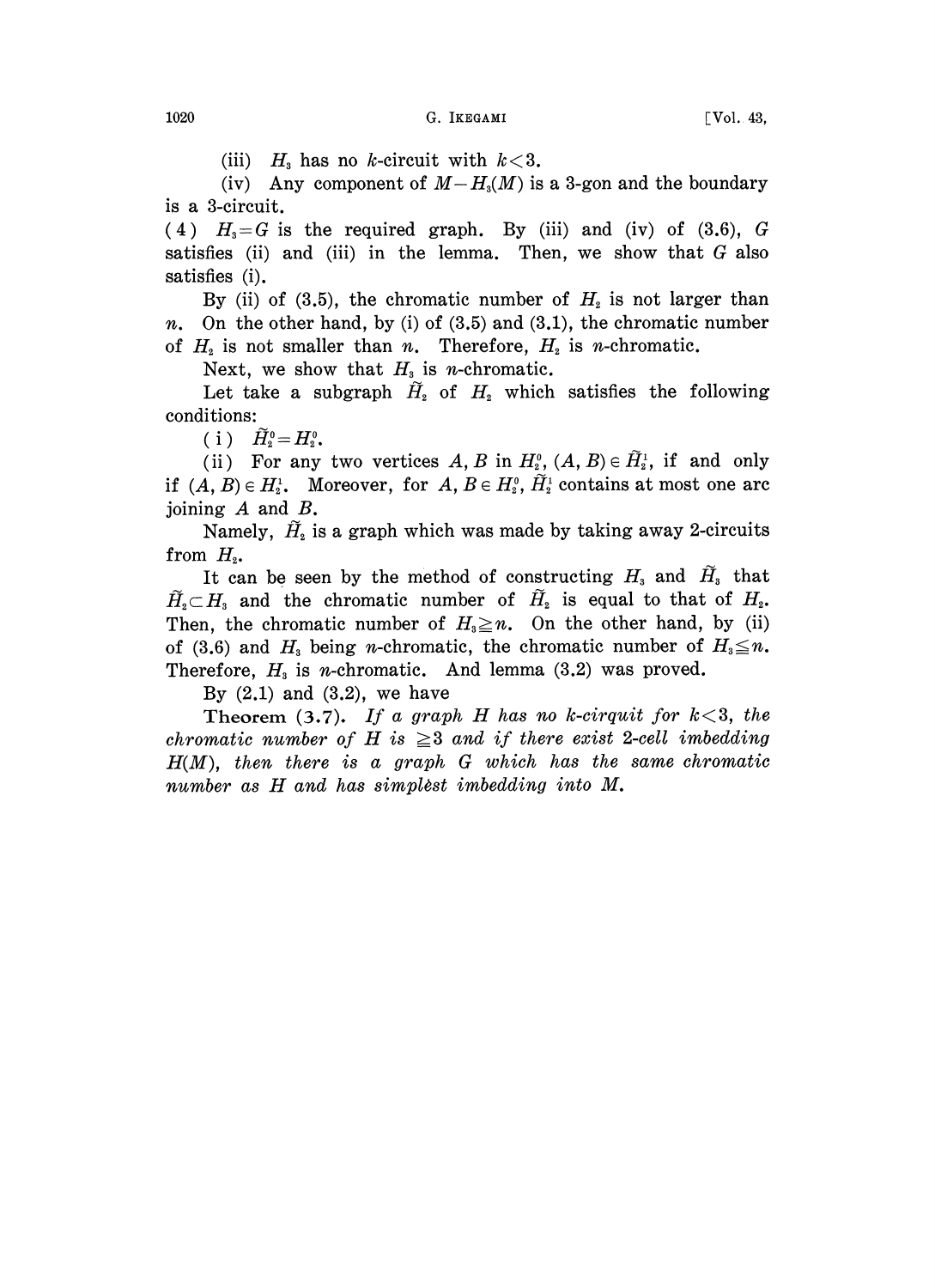(iii) $H_3$ has no $k$-circuit with $k<3$.

(iv) Any component of $M-H_3(M)$ is a 3-gon and the boundary is a 3-circuit.

(4) $H_3=G$ is the required graph. By (iii) and (iv) of (3.6), $G$ satisfies (ii) and (iii) in the lemma. Then, we show that $G$ also satisfies (i).

By (ii) of (3.5), the chromatic number of $H_2$ is not larger than $n$. On the other hand, by (i) of (3.5) and (3.1), the chromatic number of $H_2$ is not smaller than $n$. Therefore, $H_2$ is $n$-chromatic.

Next, we show that $H_3$ is $n$-chromatic.

Let take a subgraph $\tilde{H}_2$ of $H_2$ which satisfies the following conditions:

(i) $\tilde{H}_2^0=H_2^0$.

(ii) For any two vertices $A, B$ in $H_2^0$, $(A, B)\in\tilde{H}_2^1$, if and only if $(A, B)\in H_2^1$. Moreover, for $A, B\in H_2^0$, $\tilde{H}_2^1$ contains at most one arc joining $A$ and $B$.

Namely, $\tilde{H}_2$ is a graph which was made by taking away 2-circuits from $H_2$.

It can be seen by the method of constructing $H_3$ and $\tilde{H}_3$ that $\tilde{H}_2\subset H_3$ and the chromatic number of $\tilde{H}_2$ is equal to that of $H_2$. Then, the chromatic number of $H_3\geqq n$. On the other hand, by (ii) of (3.6) and $H_3$ being $n$-chromatic, the chromatic number of $H_3\leqq n$. Therefore, $H_3$ is $n$-chromatic. And lemma (3.2) was proved.

By (2.1) and (3.2), we have

**Theorem (3.7).** *If a graph $H$ has no $k$-cirquit for $k<3$, the chromatic number of $H$ is $\geqq 3$ and if there exist 2-cell imbedding $H(M)$, then there is a graph $G$ which has the same chromatic number as $H$ and has simplest imbedding into $M$.*